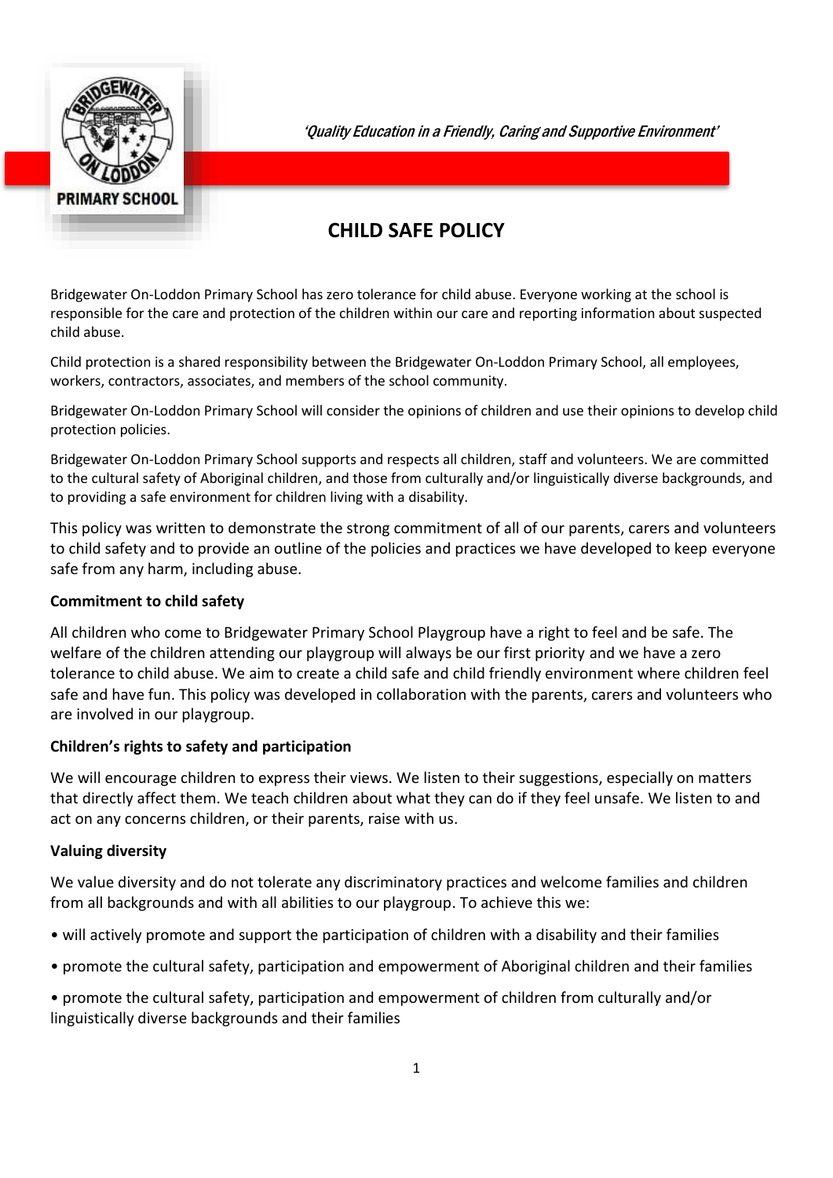*'Quality Education in a Friendly, Caring and Supportive Environment'*

# CHILD SAFE POLICY

Bridgewater On-Loddon Primary School has zero tolerance for child abuse. Everyone working at the school is responsible for the care and protection of the children within our care and reporting information about suspected child abuse.

Child protection is a shared responsibility between the Bridgewater On-Loddon Primary School, all employees, workers, contractors, associates, and members of the school community.

Bridgewater On-Loddon Primary School will consider the opinions of children and use their opinions to develop child protection policies.

Bridgewater On-Loddon Primary School supports and respects all children, staff and volunteers. We are committed to the cultural safety of Aboriginal children, and those from culturally and/or linguistically diverse backgrounds, and to providing a safe environment for children living with a disability.

This policy was written to demonstrate the strong commitment of all of our parents, carers and volunteers to child safety and to provide an outline of the policies and practices we have developed to keep everyone safe from any harm, including abuse.

**Commitment to child safety**

All children who come to Bridgewater Primary School Playgroup have a right to feel and be safe. The welfare of the children attending our playgroup will always be our first priority and we have a zero tolerance to child abuse. We aim to create a child safe and child friendly environment where children feel safe and have fun. This policy was developed in collaboration with the parents, carers and volunteers who are involved in our playgroup.

**Children's rights to safety and participation**

We will encourage children to express their views. We listen to their suggestions, especially on matters that directly affect them. We teach children about what they can do if they feel unsafe. We listen to and act on any concerns children, or their parents, raise with us.

**Valuing diversity**

We value diversity and do not tolerate any discriminatory practices and welcome families and children from all backgrounds and with all abilities to our playgroup. To achieve this we:

- will actively promote and support the participation of children with a disability and their families
- promote the cultural safety, participation and empowerment of Aboriginal children and their families
- promote the cultural safety, participation and empowerment of children from culturally and/or linguistically diverse backgrounds and their families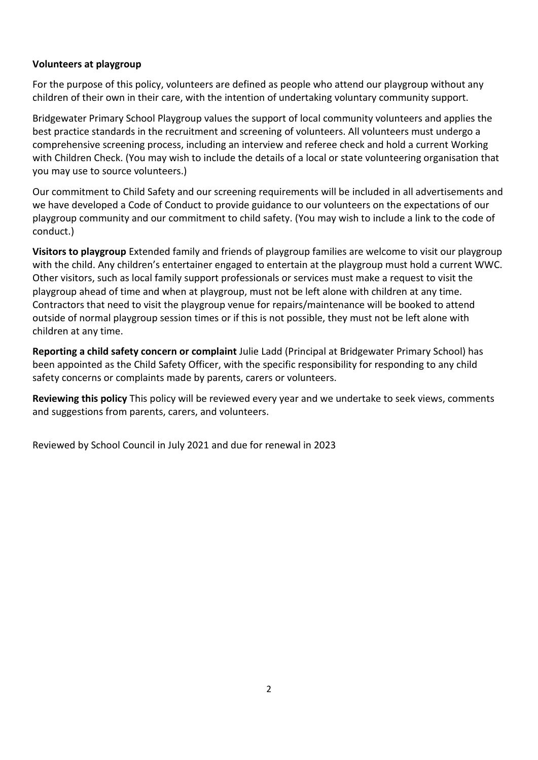**Volunteers at playgroup**

For the purpose of this policy, volunteers are defined as people who attend our playgroup without any children of their own in their care, with the intention of undertaking voluntary community support.

Bridgewater Primary School Playgroup values the support of local community volunteers and applies the best practice standards in the recruitment and screening of volunteers. All volunteers must undergo a comprehensive screening process, including an interview and referee check and hold a current Working with Children Check. (You may wish to include the details of a local or state volunteering organisation that you may use to source volunteers.)

Our commitment to Child Safety and our screening requirements will be included in all advertisements and we have developed a Code of Conduct to provide guidance to our volunteers on the expectations of our playgroup community and our commitment to child safety. (You may wish to include a link to the code of conduct.)

**Visitors to playgroup** Extended family and friends of playgroup families are welcome to visit our playgroup with the child. Any children's entertainer engaged to entertain at the playgroup must hold a current WWC. Other visitors, such as local family support professionals or services must make a request to visit the playgroup ahead of time and when at playgroup, must not be left alone with children at any time. Contractors that need to visit the playgroup venue for repairs/maintenance will be booked to attend outside of normal playgroup session times or if this is not possible, they must not be left alone with children at any time.

**Reporting a child safety concern or complaint** Julie Ladd (Principal at Bridgewater Primary School) has been appointed as the Child Safety Officer, with the specific responsibility for responding to any child safety concerns or complaints made by parents, carers or volunteers.

**Reviewing this policy** This policy will be reviewed every year and we undertake to seek views, comments and suggestions from parents, carers, and volunteers.

Reviewed by School Council in July 2021 and due for renewal in 2023